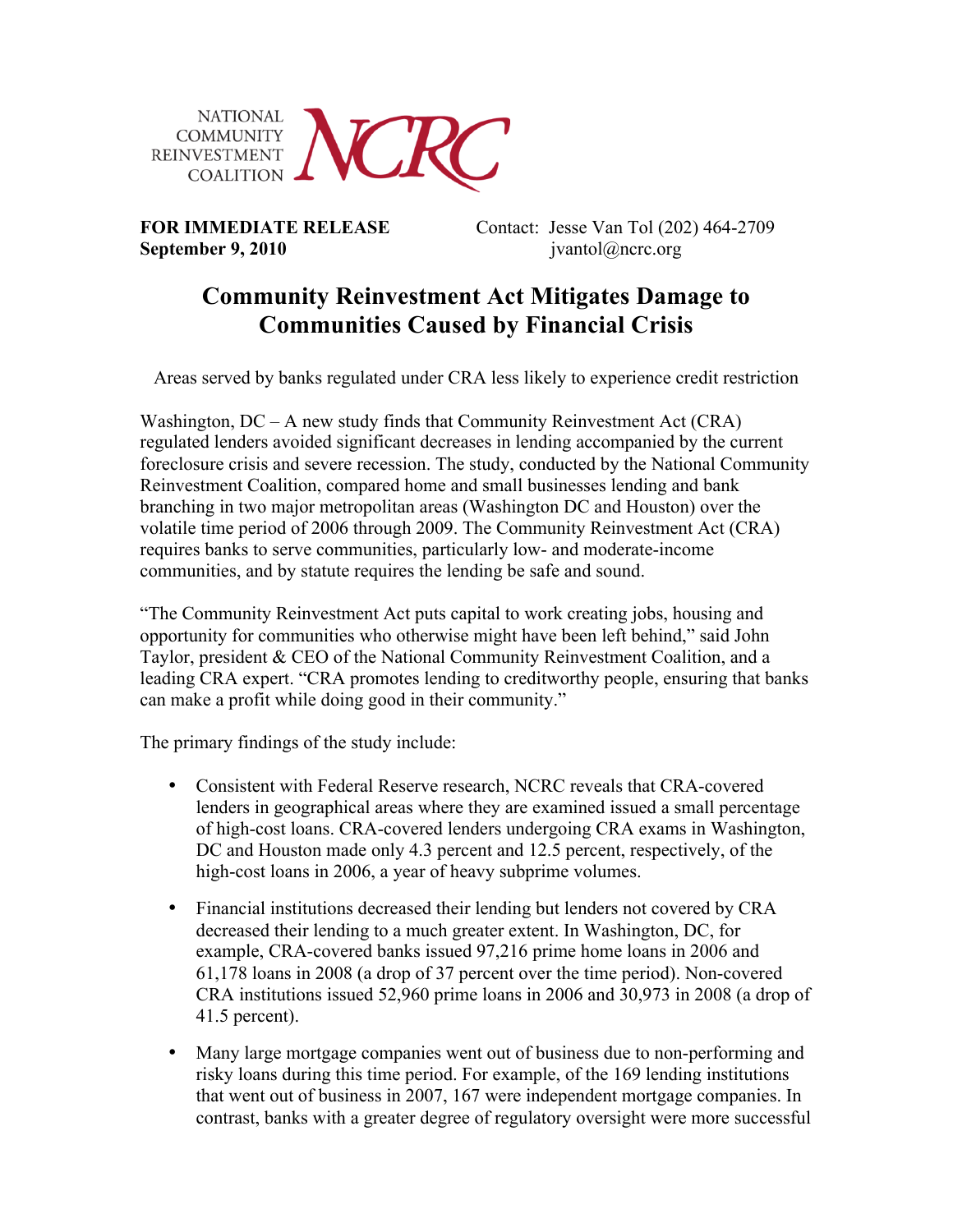NATIONAL COMMUNITY REINVESTMENT COALITION **NCRC**

**FOR IMMEDIATE RELEASE**
**September 9, 2010**

Contact: Jesse Van Tol (202) 464-2709
jvantol@ncrc.org

# Community Reinvestment Act Mitigates Damage to Communities Caused by Financial Crisis

Areas served by banks regulated under CRA less likely to experience credit restriction

Washington, DC – A new study finds that Community Reinvestment Act (CRA) regulated lenders avoided significant decreases in lending accompanied by the current foreclosure crisis and severe recession. The study, conducted by the National Community Reinvestment Coalition, compared home and small businesses lending and bank branching in two major metropolitan areas (Washington DC and Houston) over the volatile time period of 2006 through 2009. The Community Reinvestment Act (CRA) requires banks to serve communities, particularly low- and moderate-income communities, and by statute requires the lending be safe and sound.

"The Community Reinvestment Act puts capital to work creating jobs, housing and opportunity for communities who otherwise might have been left behind," said John Taylor, president & CEO of the National Community Reinvestment Coalition, and a leading CRA expert. "CRA promotes lending to creditworthy people, ensuring that banks can make a profit while doing good in their community."

The primary findings of the study include:

- Consistent with Federal Reserve research, NCRC reveals that CRA-covered lenders in geographical areas where they are examined issued a small percentage of high-cost loans. CRA-covered lenders undergoing CRA exams in Washington, DC and Houston made only 4.3 percent and 12.5 percent, respectively, of the high-cost loans in 2006, a year of heavy subprime volumes.

- Financial institutions decreased their lending but lenders not covered by CRA decreased their lending to a much greater extent. In Washington, DC, for example, CRA-covered banks issued 97,216 prime home loans in 2006 and 61,178 loans in 2008 (a drop of 37 percent over the time period). Non-covered CRA institutions issued 52,960 prime loans in 2006 and 30,973 in 2008 (a drop of 41.5 percent).

- Many large mortgage companies went out of business due to non-performing and risky loans during this time period. For example, of the 169 lending institutions that went out of business in 2007, 167 were independent mortgage companies. In contrast, banks with a greater degree of regulatory oversight were more successful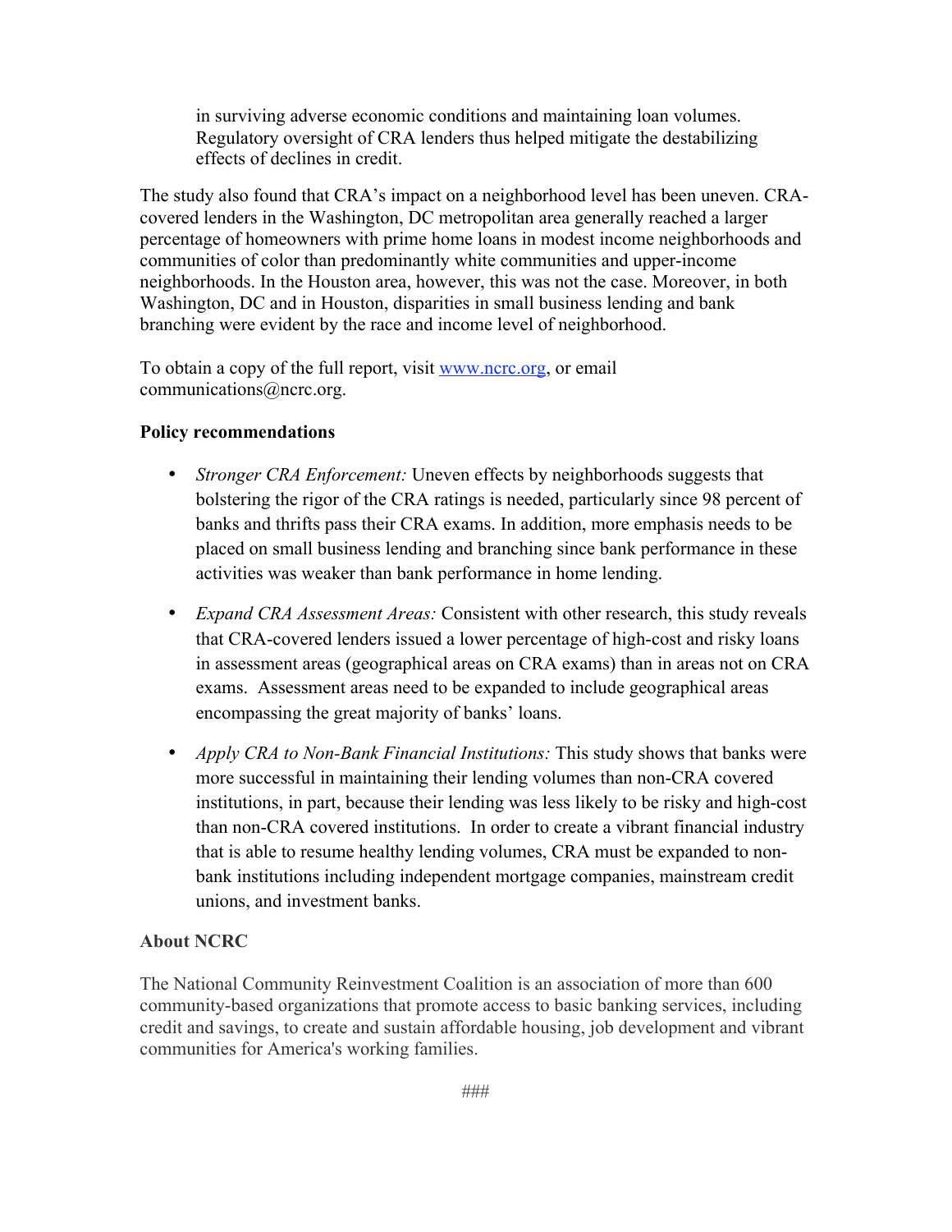in surviving adverse economic conditions and maintaining loan volumes. Regulatory oversight of CRA lenders thus helped mitigate the destabilizing effects of declines in credit.

The study also found that CRA's impact on a neighborhood level has been uneven. CRA-covered lenders in the Washington, DC metropolitan area generally reached a larger percentage of homeowners with prime home loans in modest income neighborhoods and communities of color than predominantly white communities and upper-income neighborhoods. In the Houston area, however, this was not the case. Moreover, in both Washington, DC and in Houston, disparities in small business lending and bank branching were evident by the race and income level of neighborhood.

To obtain a copy of the full report, visit [www.ncrc.org](http://www.ncrc.org), or email communications@ncrc.org.

**Policy recommendations**

- *Stronger CRA Enforcement:* Uneven effects by neighborhoods suggests that bolstering the rigor of the CRA ratings is needed, particularly since 98 percent of banks and thrifts pass their CRA exams. In addition, more emphasis needs to be placed on small business lending and branching since bank performance in these activities was weaker than bank performance in home lending.

- *Expand CRA Assessment Areas:* Consistent with other research, this study reveals that CRA-covered lenders issued a lower percentage of high-cost and risky loans in assessment areas (geographical areas on CRA exams) than in areas not on CRA exams. Assessment areas need to be expanded to include geographical areas encompassing the great majority of banks' loans.

- *Apply CRA to Non-Bank Financial Institutions:* This study shows that banks were more successful in maintaining their lending volumes than non-CRA covered institutions, in part, because their lending was less likely to be risky and high-cost than non-CRA covered institutions. In order to create a vibrant financial industry that is able to resume healthy lending volumes, CRA must be expanded to non-bank institutions including independent mortgage companies, mainstream credit unions, and investment banks.

**About NCRC**

The National Community Reinvestment Coalition is an association of more than 600 community-based organizations that promote access to basic banking services, including credit and savings, to create and sustain affordable housing, job development and vibrant communities for America's working families.

###